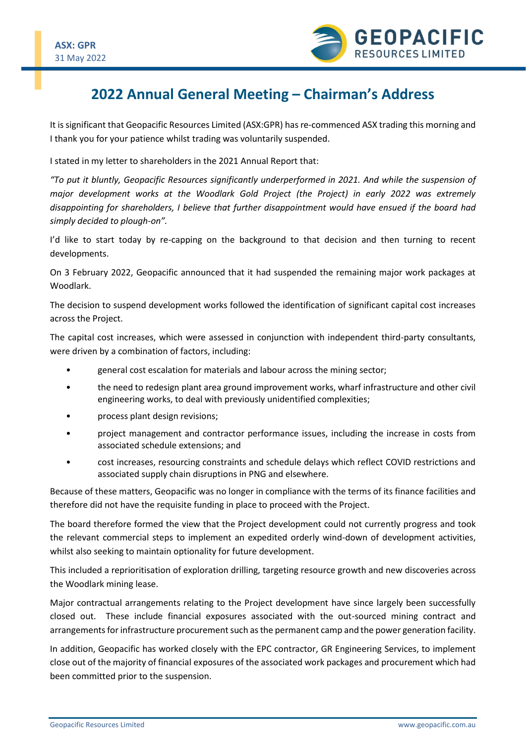ASX: GPR
31 May 2022

# 2022 Annual General Meeting – Chairman's Address

It is significant that Geopacific Resources Limited (ASX:GPR) has re-commenced ASX trading this morning and I thank you for your patience whilst trading was voluntarily suspended.

I stated in my letter to shareholders in the 2021 Annual Report that:

*"To put it bluntly, Geopacific Resources significantly underperformed in 2021. And while the suspension of major development works at the Woodlark Gold Project (the Project) in early 2022 was extremely disappointing for shareholders, I believe that further disappointment would have ensued if the board had simply decided to plough-on".*

I'd like to start today by re-capping on the background to that decision and then turning to recent developments.

On 3 February 2022, Geopacific announced that it had suspended the remaining major work packages at Woodlark.

The decision to suspend development works followed the identification of significant capital cost increases across the Project.

The capital cost increases, which were assessed in conjunction with independent third-party consultants, were driven by a combination of factors, including:

- general cost escalation for materials and labour across the mining sector;
- the need to redesign plant area ground improvement works, wharf infrastructure and other civil engineering works, to deal with previously unidentified complexities;
- process plant design revisions;
- project management and contractor performance issues, including the increase in costs from associated schedule extensions; and
- cost increases, resourcing constraints and schedule delays which reflect COVID restrictions and associated supply chain disruptions in PNG and elsewhere.

Because of these matters, Geopacific was no longer in compliance with the terms of its finance facilities and therefore did not have the requisite funding in place to proceed with the Project.

The board therefore formed the view that the Project development could not currently progress and took the relevant commercial steps to implement an expedited orderly wind-down of development activities, whilst also seeking to maintain optionality for future development.

This included a reprioritisation of exploration drilling, targeting resource growth and new discoveries across the Woodlark mining lease.

Major contractual arrangements relating to the Project development have since largely been successfully closed out. These include financial exposures associated with the out-sourced mining contract and arrangements for infrastructure procurement such as the permanent camp and the power generation facility.

In addition, Geopacific has worked closely with the EPC contractor, GR Engineering Services, to implement close out of the majority of financial exposures of the associated work packages and procurement which had been committed prior to the suspension.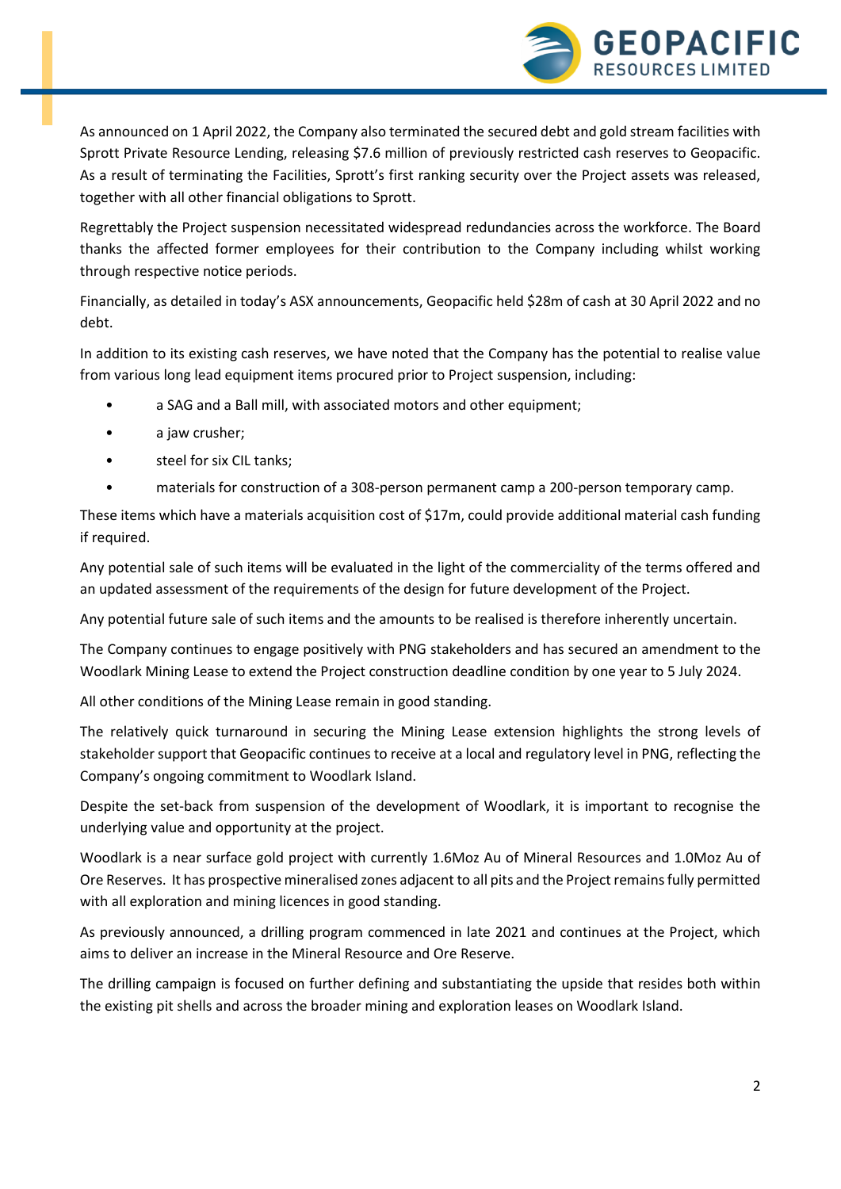As announced on 1 April 2022, the Company also terminated the secured debt and gold stream facilities with Sprott Private Resource Lending, releasing $7.6 million of previously restricted cash reserves to Geopacific. As a result of terminating the Facilities, Sprott's first ranking security over the Project assets was released, together with all other financial obligations to Sprott.

Regrettably the Project suspension necessitated widespread redundancies across the workforce. The Board thanks the affected former employees for their contribution to the Company including whilst working through respective notice periods.

Financially, as detailed in today's ASX announcements, Geopacific held $28m of cash at 30 April 2022 and no debt.

In addition to its existing cash reserves, we have noted that the Company has the potential to realise value from various long lead equipment items procured prior to Project suspension, including:

- a SAG and a Ball mill, with associated motors and other equipment;
- a jaw crusher;
- steel for six CIL tanks;
- materials for construction of a 308-person permanent camp a 200-person temporary camp.

These items which have a materials acquisition cost of $17m, could provide additional material cash funding if required.

Any potential sale of such items will be evaluated in the light of the commerciality of the terms offered and an updated assessment of the requirements of the design for future development of the Project.

Any potential future sale of such items and the amounts to be realised is therefore inherently uncertain.

The Company continues to engage positively with PNG stakeholders and has secured an amendment to the Woodlark Mining Lease to extend the Project construction deadline condition by one year to 5 July 2024.

All other conditions of the Mining Lease remain in good standing.

The relatively quick turnaround in securing the Mining Lease extension highlights the strong levels of stakeholder support that Geopacific continues to receive at a local and regulatory level in PNG, reflecting the Company's ongoing commitment to Woodlark Island.

Despite the set-back from suspension of the development of Woodlark, it is important to recognise the underlying value and opportunity at the project.

Woodlark is a near surface gold project with currently 1.6Moz Au of Mineral Resources and 1.0Moz Au of Ore Reserves. It has prospective mineralised zones adjacent to all pits and the Project remains fully permitted with all exploration and mining licences in good standing.

As previously announced, a drilling program commenced in late 2021 and continues at the Project, which aims to deliver an increase in the Mineral Resource and Ore Reserve.

The drilling campaign is focused on further defining and substantiating the upside that resides both within the existing pit shells and across the broader mining and exploration leases on Woodlark Island.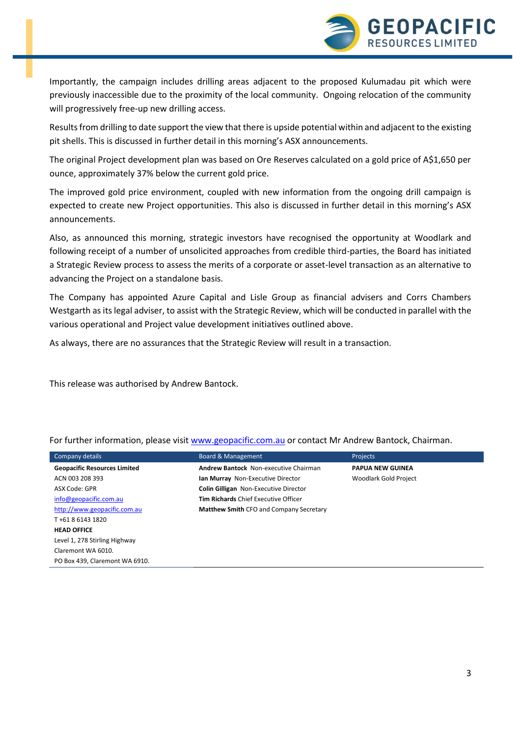Importantly, the campaign includes drilling areas adjacent to the proposed Kulumadau pit which were previously inaccessible due to the proximity of the local community. Ongoing relocation of the community will progressively free-up new drilling access.

Results from drilling to date support the view that there is upside potential within and adjacent to the existing pit shells. This is discussed in further detail in this morning's ASX announcements.

The original Project development plan was based on Ore Reserves calculated on a gold price of A$1,650 per ounce, approximately 37% below the current gold price.

The improved gold price environment, coupled with new information from the ongoing drill campaign is expected to create new Project opportunities. This also is discussed in further detail in this morning's ASX announcements.

Also, as announced this morning, strategic investors have recognised the opportunity at Woodlark and following receipt of a number of unsolicited approaches from credible third-parties, the Board has initiated a Strategic Review process to assess the merits of a corporate or asset-level transaction as an alternative to advancing the Project on a standalone basis.

The Company has appointed Azure Capital and Lisle Group as financial advisers and Corrs Chambers Westgarth as its legal adviser, to assist with the Strategic Review, which will be conducted in parallel with the various operational and Project value development initiatives outlined above.

As always, there are no assurances that the Strategic Review will result in a transaction.

This release was authorised by Andrew Bantock.

For further information, please visit www.geopacific.com.au or contact Mr Andrew Bantock, Chairman.

| Company details | Board & Management | Projects |
|---|---|---|
| **Geopacific Resources Limited** | **Andrew Bantock** Non-executive Chairman | **PAPUA NEW GUINEA** |
| ACN 003 208 393 | **Ian Murray** Non-Executive Director | Woodlark Gold Project |
| ASX Code: GPR | **Colin Gilligan** Non-Executive Director | |
| info@geopacific.com.au | **Tim Richards** Chief Executive Officer | |
| http://www.geopacific.com.au | **Matthew Smith** CFO and Company Secretary | |
| T +61 8 6143 1820 | | |
| **HEAD OFFICE** | | |
| Level 1, 278 Stirling Highway | | |
| Claremont WA 6010. | | |
| PO Box 439, Claremont WA 6910. | | |